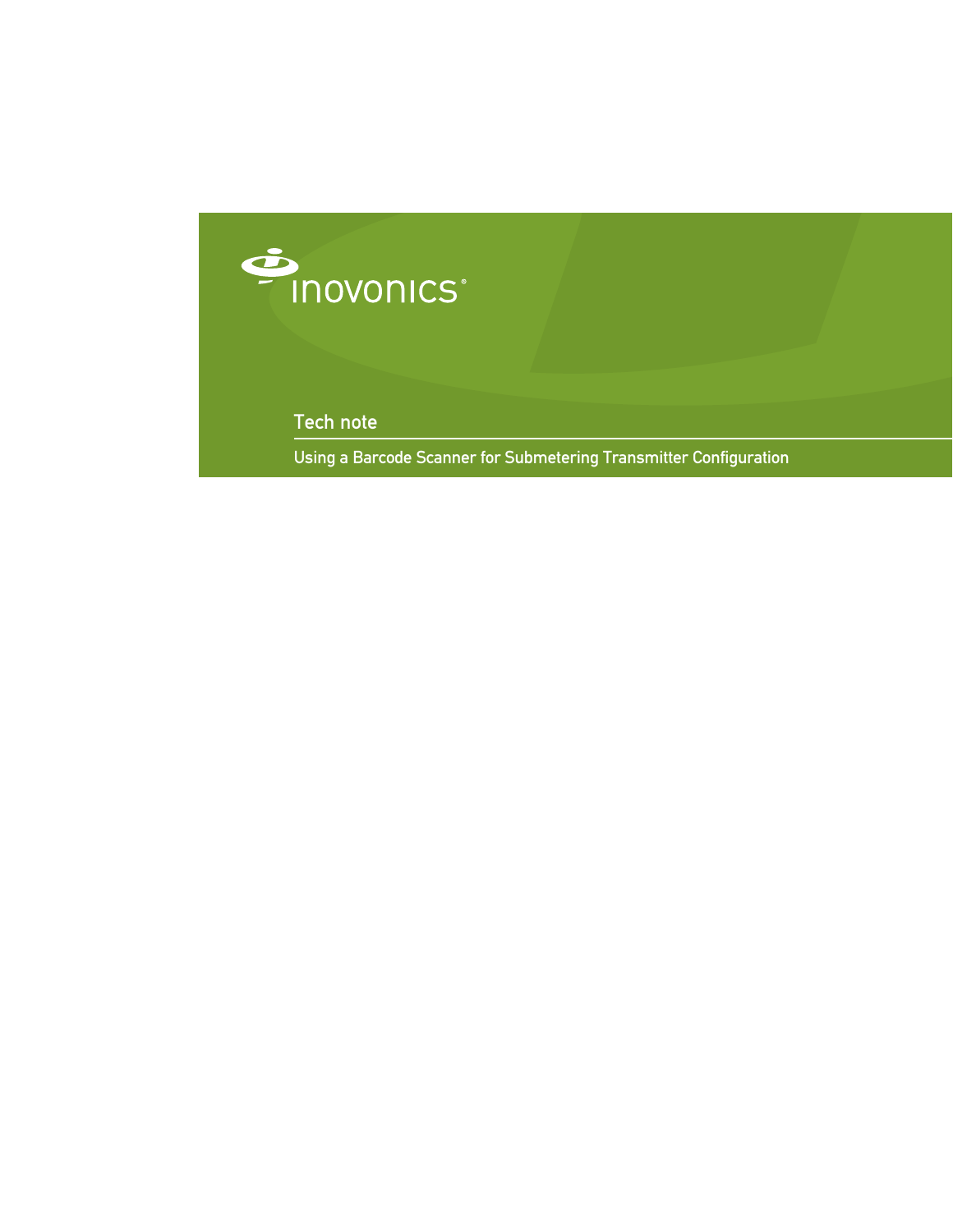inovonics®

# Tech note

## Using a Barcode Scanner for Submetering Transmitter Configuration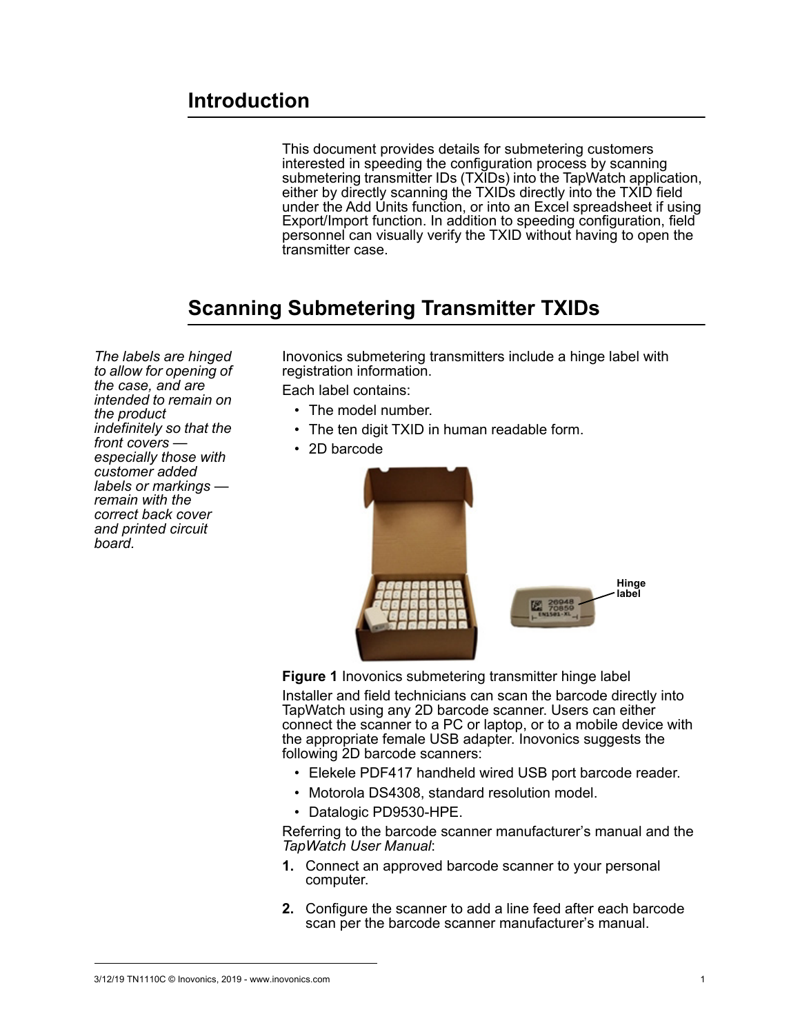# Introduction

This document provides details for submetering customers interested in speeding the configuration process by scanning submetering transmitter IDs (TXIDs) into the TapWatch application, either by directly scanning the TXIDs directly into the TXID field under the Add Units function, or into an Excel spreadsheet if using Export/Import function. In addition to speeding configuration, field personnel can visually verify the TXID without having to open the transmitter case.

# Scanning Submetering Transmitter TXIDs

*The labels are hinged to allow for opening of the case, and are intended to remain on the product indefinitely so that the front covers — especially those with customer added labels or markings — remain with the correct back cover and printed circuit board.*

Inovonics submetering transmitters include a hinge label with registration information.

Each label contains:

- The model number.
- The ten digit TXID in human readable form.
- 2D barcode

**Figure 1** Inovonics submetering transmitter hinge label

Installer and field technicians can scan the barcode directly into TapWatch using any 2D barcode scanner. Users can either connect the scanner to a PC or laptop, or to a mobile device with the appropriate female USB adapter. Inovonics suggests the following 2D barcode scanners:

- Elekele PDF417 handheld wired USB port barcode reader.
- Motorola DS4308, standard resolution model.
- Datalogic PD9530-HPE.

Referring to the barcode scanner manufacturer's manual and the *TapWatch User Manual*:

1. Connect an approved barcode scanner to your personal computer.
2. Configure the scanner to add a line feed after each barcode scan per the barcode scanner manufacturer's manual.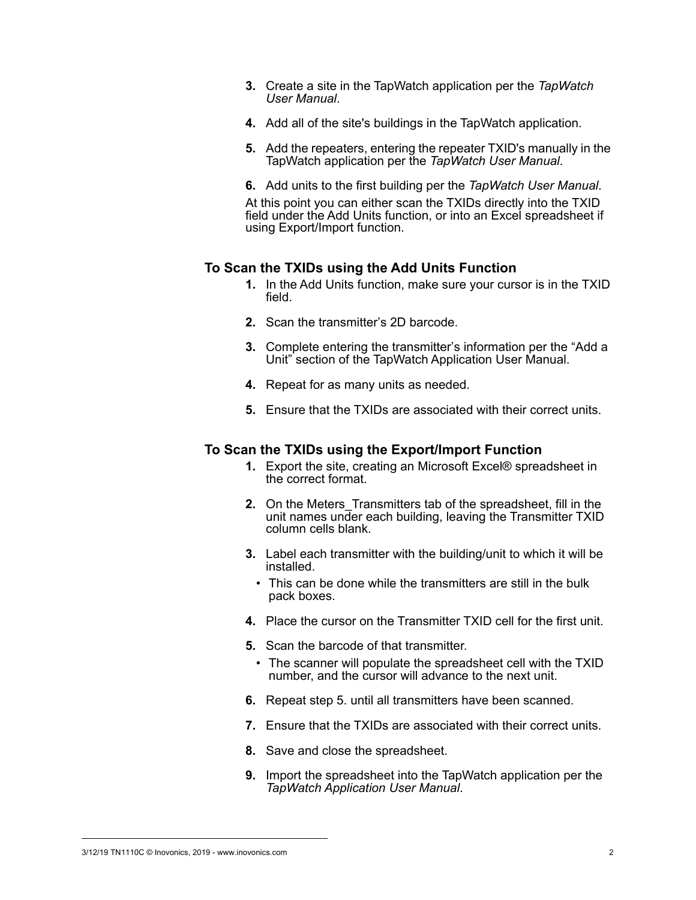3. Create a site in the TapWatch application per the *TapWatch User Manual*.

4. Add all of the site's buildings in the TapWatch application.

5. Add the repeaters, entering the repeater TXID's manually in the TapWatch application per the *TapWatch User Manual*.

6. Add units to the first building per the *TapWatch User Manual*.

At this point you can either scan the TXIDs directly into the TXID field under the Add Units function, or into an Excel spreadsheet if using Export/Import function.

### To Scan the TXIDs using the Add Units Function

1. In the Add Units function, make sure your cursor is in the TXID field.
2. Scan the transmitter's 2D barcode.
3. Complete entering the transmitter's information per the "Add a Unit" section of the TapWatch Application User Manual.
4. Repeat for as many units as needed.
5. Ensure that the TXIDs are associated with their correct units.

### To Scan the TXIDs using the Export/Import Function

1. Export the site, creating an Microsoft Excel® spreadsheet in the correct format.
2. On the Meters_Transmitters tab of the spreadsheet, fill in the unit names under each building, leaving the Transmitter TXID column cells blank.
3. Label each transmitter with the building/unit to which it will be installed.
   - This can be done while the transmitters are still in the bulk pack boxes.
4. Place the cursor on the Transmitter TXID cell for the first unit.
5. Scan the barcode of that transmitter.
   - The scanner will populate the spreadsheet cell with the TXID number, and the cursor will advance to the next unit.
6. Repeat step 5. until all transmitters have been scanned.
7. Ensure that the TXIDs are associated with their correct units.
8. Save and close the spreadsheet.
9. Import the spreadsheet into the TapWatch application per the *TapWatch Application User Manual*.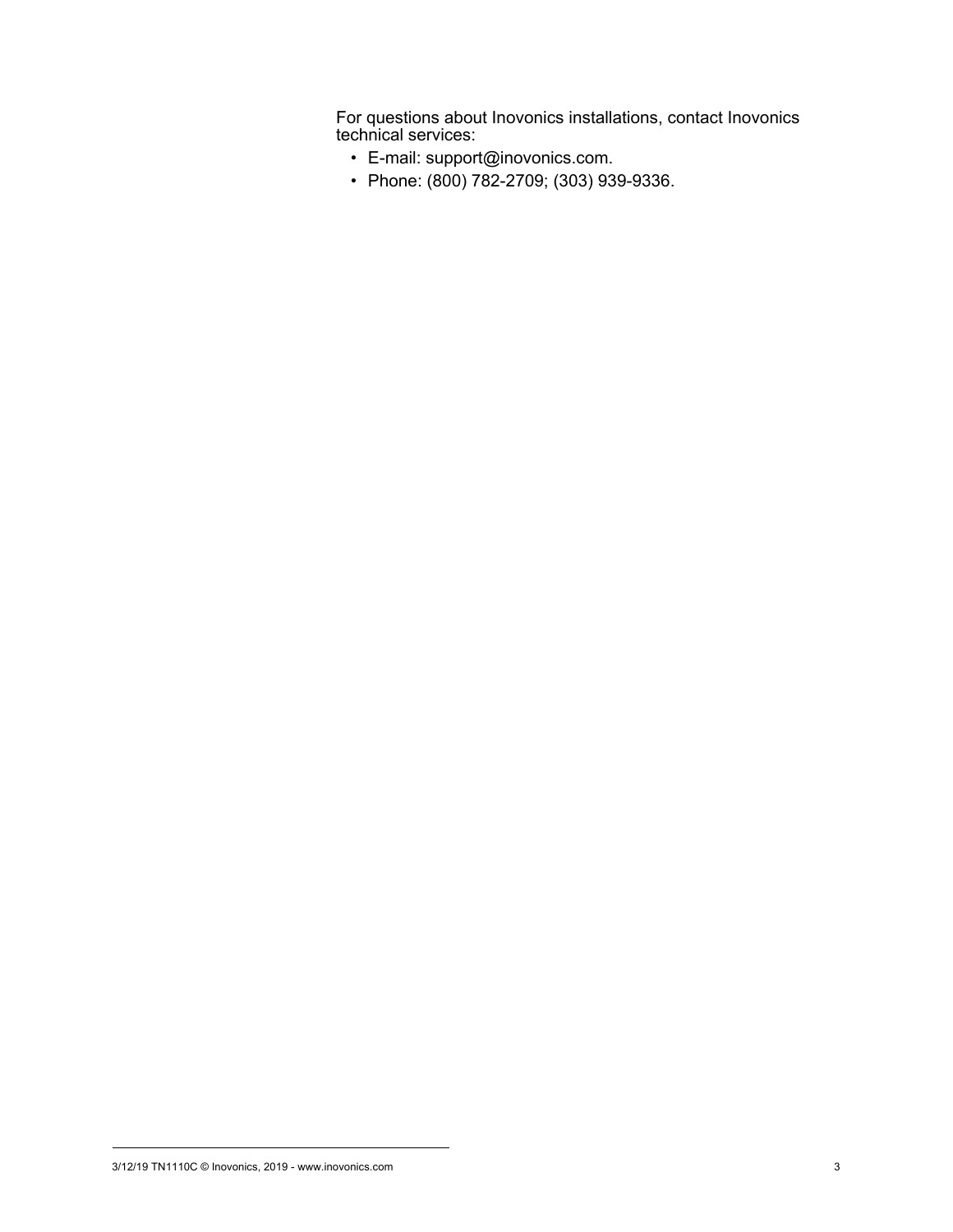For questions about Inovonics installations, contact Inovonics technical services:

- E-mail: support@inovonics.com.
- Phone: (800) 782-2709; (303) 939-9336.